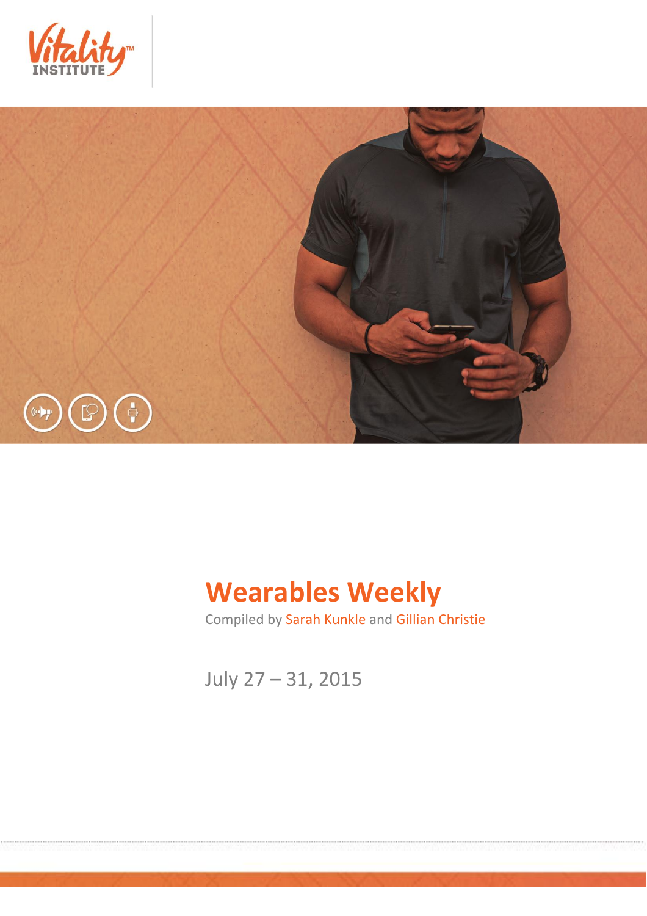# Wearables Weekly

Compiled by Sarah Kunkle and Gillian Christie

July 27 – 31, 2015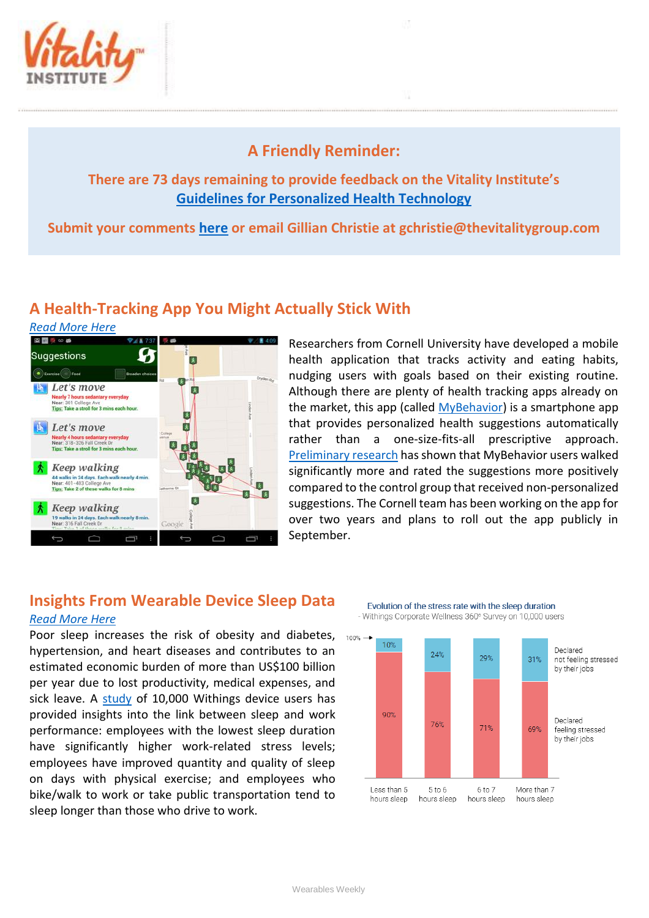## A Friendly Reminder:

**There are 73 days remaining to provide feedback on the Vitality Institute's [Guidelines for Personalized Health Technology](#)**

**Submit your comments [here](#) or email Gillian Christie at gchristie@thevitalitygroup.com**

## A Health-Tracking App You Might Actually Stick With

*[Read More Here](#)*

Researchers from Cornell University have developed a mobile health application that tracks activity and eating habits, nudging users with goals based on their existing routine. Although there are plenty of health tracking apps already on the market, this app (called [MyBehavior](#)) is a smartphone app that provides personalized health suggestions automatically rather than a one-size-fits-all prescriptive approach. [Preliminary research](#) has shown that MyBehavior users walked significantly more and rated the suggestions more positively compared to the control group that received non-personalized suggestions. The Cornell team has been working on the app for over two years and plans to roll out the app publicly in September.

## Insights From Wearable Device Sleep Data

*[Read More Here](#)*

Poor sleep increases the risk of obesity and diabetes, hypertension, and heart diseases and contributes to an estimated economic burden of more than US$100 billion per year due to lost productivity, medical expenses, and sick leave. A [study](#) of 10,000 Withings device users has provided insights into the link between sleep and work performance: employees with the lowest sleep duration have significantly higher work-related stress levels; employees have improved quantity and quality of sleep on days with physical exercise; and employees who bike/walk to work or take public transportation tend to sleep longer than those who drive to work.

Evolution of the stress rate with the sleep duration
- Withings Corporate Wellness 360° Survey on 10,000 users

| | Less than 5 hours sleep | 5 to 6 hours sleep | 6 to 7 hours sleep | More than 7 hours sleep |
|---|---|---|---|---|
| Declared not feeling stressed by their jobs | 10% | 24% | 29% | 31% |
| Declared feeling stressed by their jobs | 90% | 76% | 71% | 69% |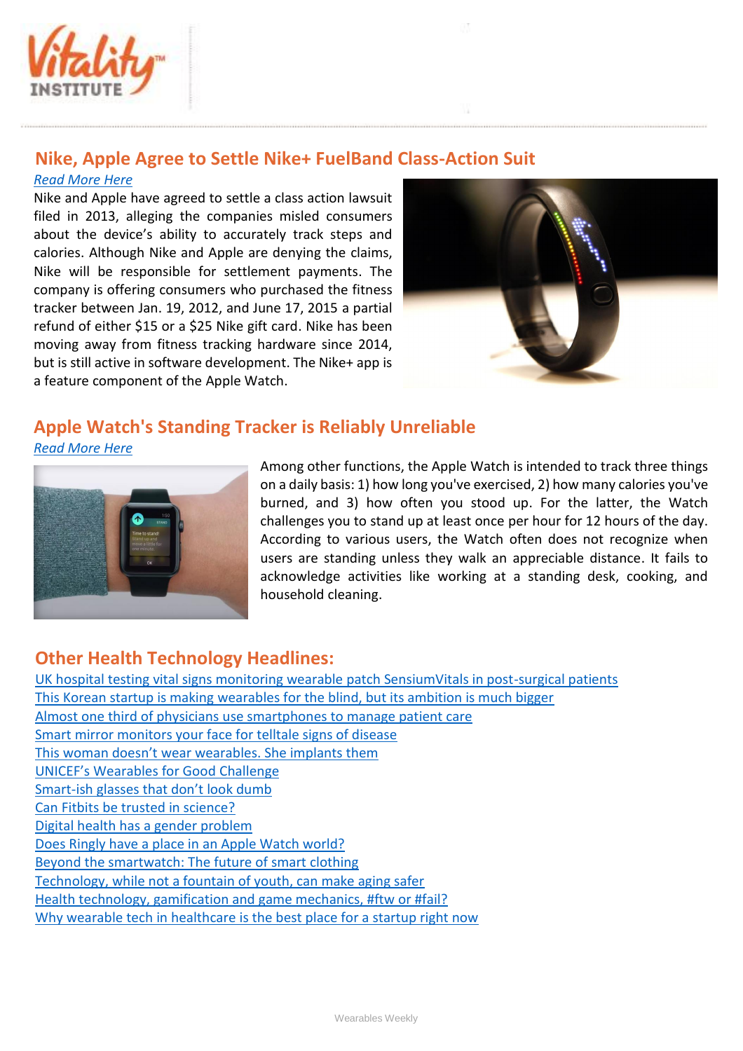## Nike, Apple Agree to Settle Nike+ FuelBand Class-Action Suit

*Read More Here*

Nike and Apple have agreed to settle a class action lawsuit filed in 2013, alleging the companies misled consumers about the device's ability to accurately track steps and calories. Although Nike and Apple are denying the claims, Nike will be responsible for settlement payments. The company is offering consumers who purchased the fitness tracker between Jan. 19, 2012, and June 17, 2015 a partial refund of either $15 or a $25 Nike gift card. Nike has been moving away from fitness tracking hardware since 2014, but is still active in software development. The Nike+ app is a feature component of the Apple Watch.

## Apple Watch's Standing Tracker is Reliably Unreliable

*Read More Here*

Among other functions, the Apple Watch is intended to track three things on a daily basis: 1) how long you've exercised, 2) how many calories you've burned, and 3) how often you stood up. For the latter, the Watch challenges you to stand up at least once per hour for 12 hours of the day. According to various users, the Watch often does not recognize when users are standing unless they walk an appreciable distance. It fails to acknowledge activities like working at a standing desk, cooking, and household cleaning.

## Other Health Technology Headlines:

UK hospital testing vital signs monitoring wearable patch SensiumVitals in post-surgical patients
This Korean startup is making wearables for the blind, but its ambition is much bigger
Almost one third of physicians use smartphones to manage patient care
Smart mirror monitors your face for telltale signs of disease
This woman doesn't wear wearables. She implants them
UNICEF's Wearables for Good Challenge
Smart-ish glasses that don't look dumb
Can Fitbits be trusted in science?
Digital health has a gender problem
Does Ringly have a place in an Apple Watch world?
Beyond the smartwatch: The future of smart clothing
Technology, while not a fountain of youth, can make aging safer
Health technology, gamification and game mechanics, #ftw or #fail?
Why wearable tech in healthcare is the best place for a startup right now